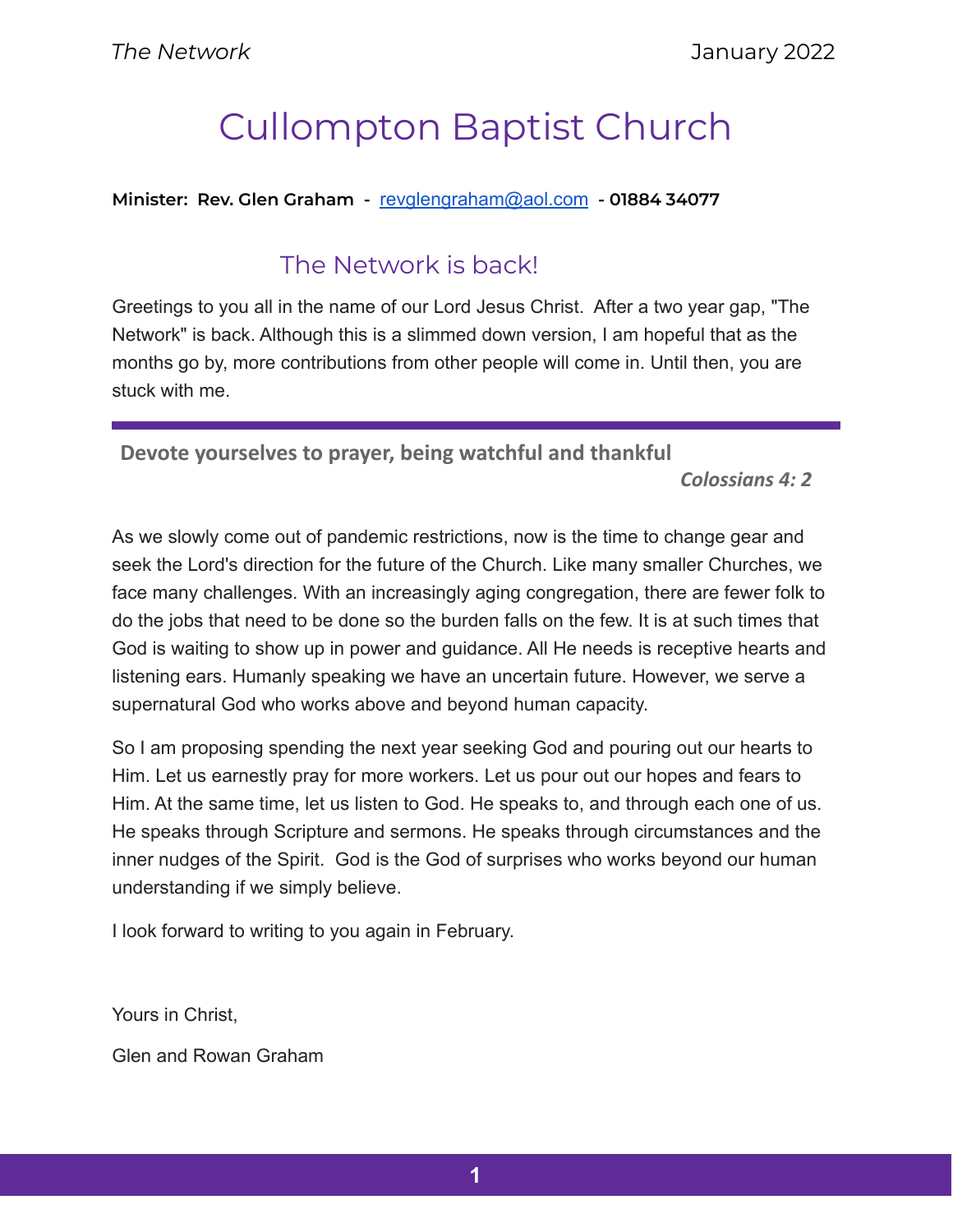# Cullompton Baptist Church

**Minister: Rev. Glen Graham - revglengraham@aol.com - 01884 34077**

## The Network is back!

Greetings to you all in the name of our Lord Jesus Christ. After a two year gap, "The Network" is back. Although this is a slimmed down version, I am hopeful that as the months go by, more contributions from other people will come in. Until then, you are stuck with me.

---

**Devote yourselves to prayer, being watchful and thankful**

***Colossians 4: 2***

As we slowly come out of pandemic restrictions, now is the time to change gear and seek the Lord's direction for the future of the Church. Like many smaller Churches, we face many challenges. With an increasingly aging congregation, there are fewer folk to do the jobs that need to be done so the burden falls on the few. It is at such times that God is waiting to show up in power and guidance. All He needs is receptive hearts and listening ears. Humanly speaking we have an uncertain future. However, we serve a supernatural God who works above and beyond human capacity.

So I am proposing spending the next year seeking God and pouring out our hearts to Him. Let us earnestly pray for more workers. Let us pour out our hopes and fears to Him. At the same time, let us listen to God. He speaks to, and through each one of us. He speaks through Scripture and sermons. He speaks through circumstances and the inner nudges of the Spirit. God is the God of surprises who works beyond our human understanding if we simply believe.

I look forward to writing to you again in February.

Yours in Christ,

Glen and Rowan Graham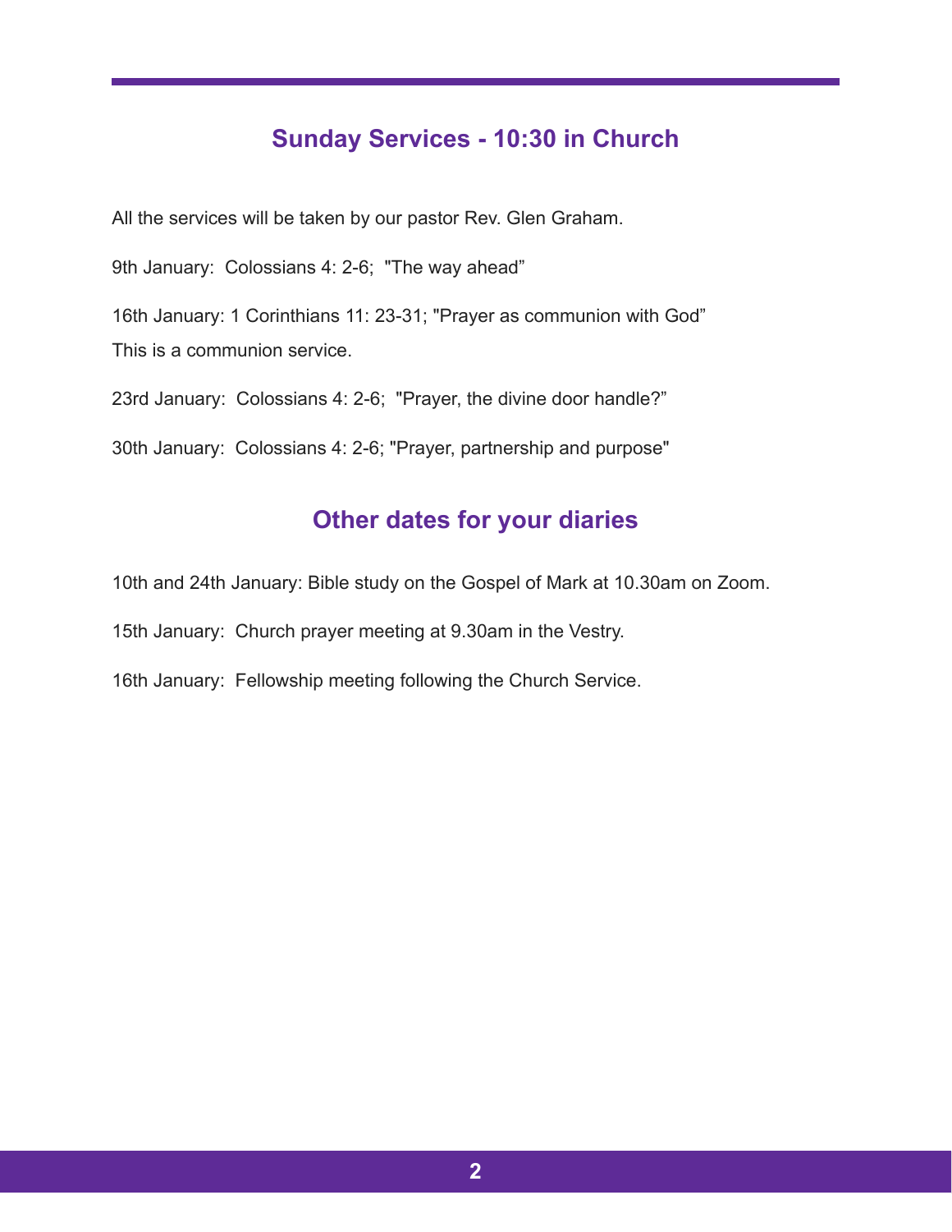## Sunday Services - 10:30 in Church

All the services will be taken by our pastor Rev. Glen Graham.

9th January: Colossians 4: 2-6; "The way ahead"

16th January: 1 Corinthians 11: 23-31; "Prayer as communion with God"
This is a communion service.

23rd January: Colossians 4: 2-6; "Prayer, the divine door handle?"

30th January: Colossians 4: 2-6; "Prayer, partnership and purpose"

## Other dates for your diaries

10th and 24th January: Bible study on the Gospel of Mark at 10.30am on Zoom.

15th January: Church prayer meeting at 9.30am in the Vestry.

16th January: Fellowship meeting following the Church Service.